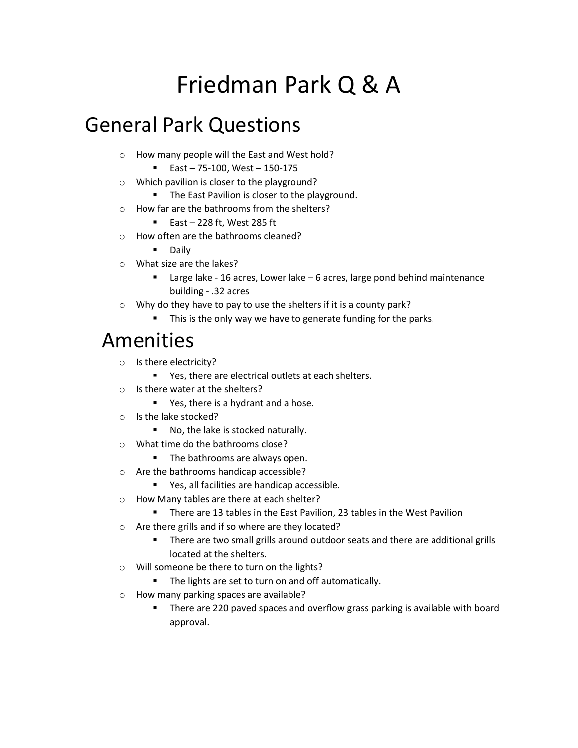# Friedman Park Q & A

## General Park Questions

- How many people will the East and West hold?
  - East – 75-100, West – 150-175
- Which pavilion is closer to the playground?
  - The East Pavilion is closer to the playground.
- How far are the bathrooms from the shelters?
  - East – 228 ft, West 285 ft
- How often are the bathrooms cleaned?
  - Daily
- What size are the lakes?
  - Large lake - 16 acres, Lower lake – 6 acres, large pond behind maintenance building - .32 acres
- Why do they have to pay to use the shelters if it is a county park?
  - This is the only way we have to generate funding for the parks.

## Amenities

- Is there electricity?
  - Yes, there are electrical outlets at each shelters.
- Is there water at the shelters?
  - Yes, there is a hydrant and a hose.
- Is the lake stocked?
  - No, the lake is stocked naturally.
- What time do the bathrooms close?
  - The bathrooms are always open.
- Are the bathrooms handicap accessible?
  - Yes, all facilities are handicap accessible.
- How Many tables are there at each shelter?
  - There are 13 tables in the East Pavilion, 23 tables in the West Pavilion
- Are there grills and if so where are they located?
  - There are two small grills around outdoor seats and there are additional grills located at the shelters.
- Will someone be there to turn on the lights?
  - The lights are set to turn on and off automatically.
- How many parking spaces are available?
  - There are 220 paved spaces and overflow grass parking is available with board approval.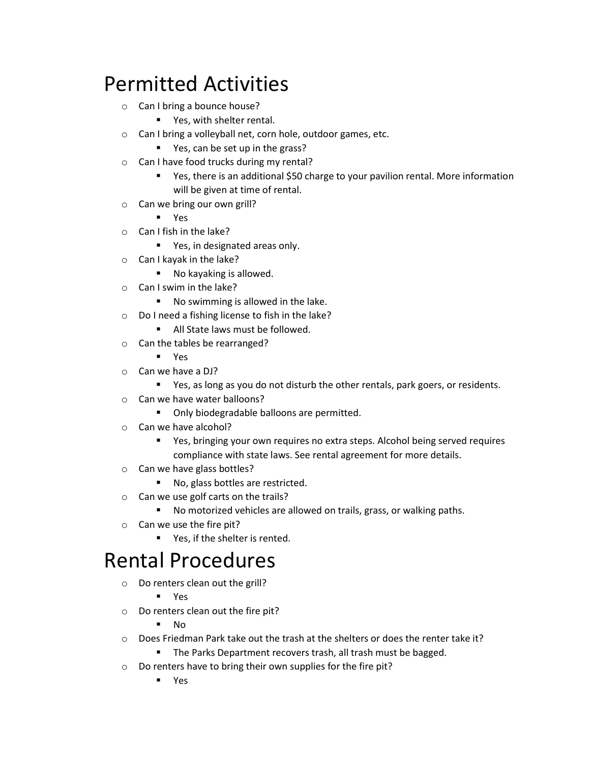# Permitted Activities

- Can I bring a bounce house?
  - Yes, with shelter rental.
- Can I bring a volleyball net, corn hole, outdoor games, etc.
  - Yes, can be set up in the grass?
- Can I have food trucks during my rental?
  - Yes, there is an additional $50 charge to your pavilion rental. More information will be given at time of rental.
- Can we bring our own grill?
  - Yes
- Can I fish in the lake?
  - Yes, in designated areas only.
- Can I kayak in the lake?
  - No kayaking is allowed.
- Can I swim in the lake?
  - No swimming is allowed in the lake.
- Do I need a fishing license to fish in the lake?
  - All State laws must be followed.
- Can the tables be rearranged?
  - Yes
- Can we have a DJ?
  - Yes, as long as you do not disturb the other rentals, park goers, or residents.
- Can we have water balloons?
  - Only biodegradable balloons are permitted.
- Can we have alcohol?
  - Yes, bringing your own requires no extra steps. Alcohol being served requires compliance with state laws. See rental agreement for more details.
- Can we have glass bottles?
  - No, glass bottles are restricted.
- Can we use golf carts on the trails?
  - No motorized vehicles are allowed on trails, grass, or walking paths.
- Can we use the fire pit?
  - Yes, if the shelter is rented.

# Rental Procedures

- Do renters clean out the grill?
  - Yes
- Do renters clean out the fire pit?
  - No
- Does Friedman Park take out the trash at the shelters or does the renter take it?
  - The Parks Department recovers trash, all trash must be bagged.
- Do renters have to bring their own supplies for the fire pit?
  - Yes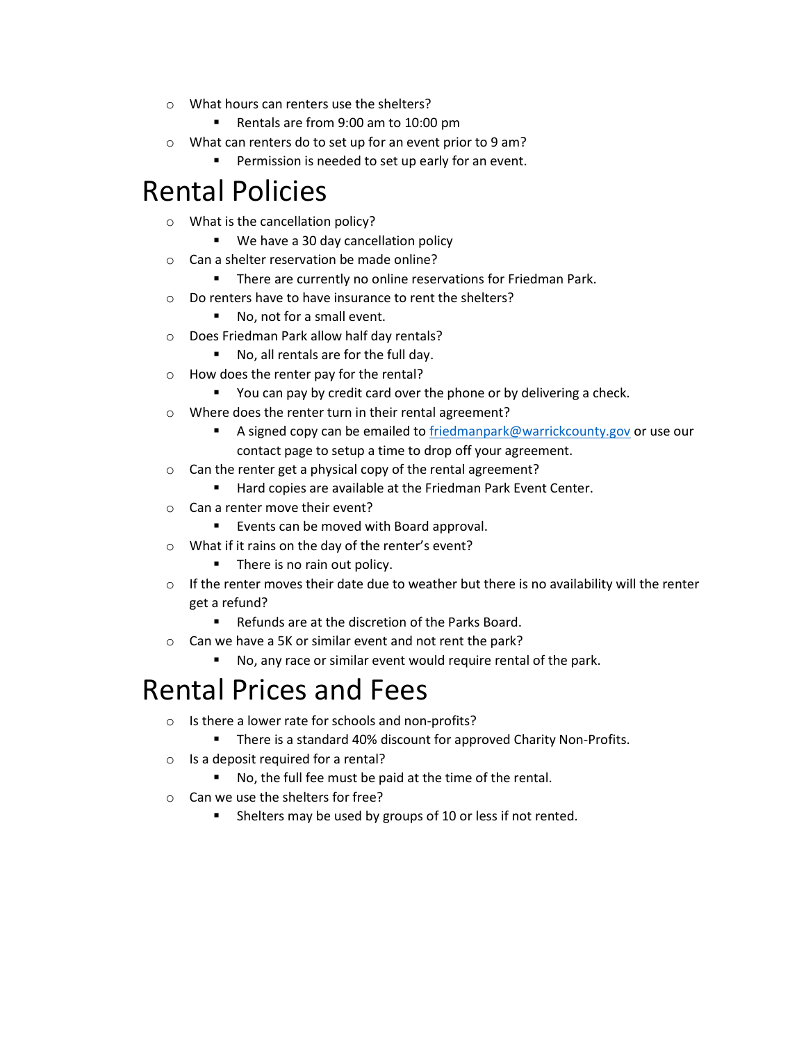- What hours can renters use the shelters?
  - Rentals are from 9:00 am to 10:00 pm
- What can renters do to set up for an event prior to 9 am?
  - Permission is needed to set up early for an event.

# Rental Policies

- What is the cancellation policy?
  - We have a 30 day cancellation policy
- Can a shelter reservation be made online?
  - There are currently no online reservations for Friedman Park.
- Do renters have to have insurance to rent the shelters?
  - No, not for a small event.
- Does Friedman Park allow half day rentals?
  - No, all rentals are for the full day.
- How does the renter pay for the rental?
  - You can pay by credit card over the phone or by delivering a check.
- Where does the renter turn in their rental agreement?
  - A signed copy can be emailed to [friedmanpark@warrickcounty.gov](mailto:friedmanpark@warrickcounty.gov) or use our contact page to setup a time to drop off your agreement.
- Can the renter get a physical copy of the rental agreement?
  - Hard copies are available at the Friedman Park Event Center.
- Can a renter move their event?
  - Events can be moved with Board approval.
- What if it rains on the day of the renter's event?
  - There is no rain out policy.
- If the renter moves their date due to weather but there is no availability will the renter get a refund?
  - Refunds are at the discretion of the Parks Board.
- Can we have a 5K or similar event and not rent the park?
  - No, any race or similar event would require rental of the park.

# Rental Prices and Fees

- Is there a lower rate for schools and non-profits?
  - There is a standard 40% discount for approved Charity Non-Profits.
- Is a deposit required for a rental?
  - No, the full fee must be paid at the time of the rental.
- Can we use the shelters for free?
  - Shelters may be used by groups of 10 or less if not rented.